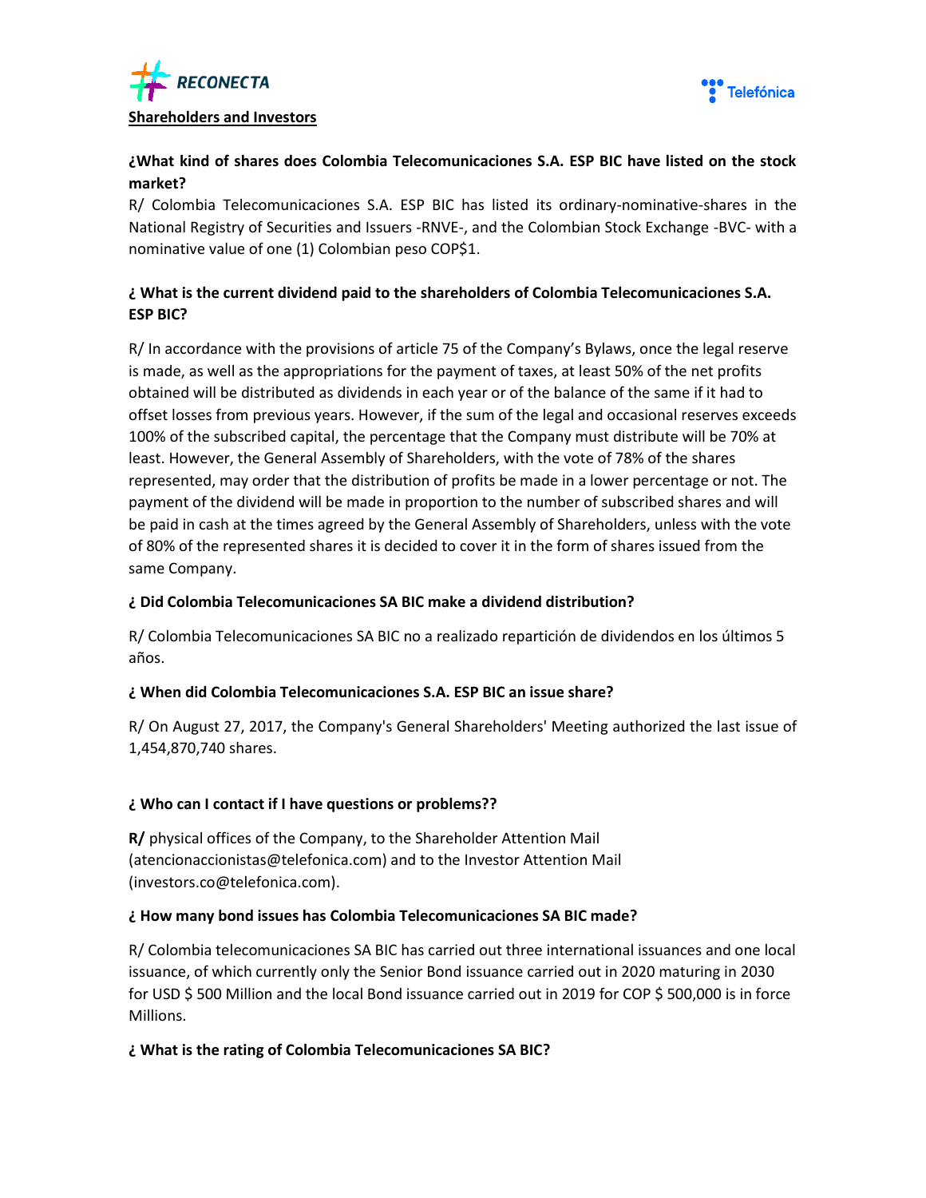**Shareholders and Investors**

**¿What kind of shares does Colombia Telecomunicaciones S.A. ESP BIC have listed on the stock market?**

R/ Colombia Telecomunicaciones S.A. ESP BIC has listed its ordinary-nominative-shares in the National Registry of Securities and Issuers -RNVE-, and the Colombian Stock Exchange -BVC- with a nominative value of one (1) Colombian peso COP$1.

**¿ What is the current dividend paid to the shareholders of Colombia Telecomunicaciones S.A. ESP BIC?**

R/ In accordance with the provisions of article 75 of the Company's Bylaws, once the legal reserve is made, as well as the appropriations for the payment of taxes, at least 50% of the net profits obtained will be distributed as dividends in each year or of the balance of the same if it had to offset losses from previous years. However, if the sum of the legal and occasional reserves exceeds 100% of the subscribed capital, the percentage that the Company must distribute will be 70% at least. However, the General Assembly of Shareholders, with the vote of 78% of the shares represented, may order that the distribution of profits be made in a lower percentage or not. The payment of the dividend will be made in proportion to the number of subscribed shares and will be paid in cash at the times agreed by the General Assembly of Shareholders, unless with the vote of 80% of the represented shares it is decided to cover it in the form of shares issued from the same Company.

**¿ Did Colombia Telecomunicaciones SA BIC make a dividend distribution?**

R/ Colombia Telecomunicaciones SA BIC no a realizado repartición de dividendos en los últimos 5 años.

**¿ When did Colombia Telecomunicaciones S.A. ESP BIC an issue share?**

R/ On August 27, 2017, the Company's General Shareholders' Meeting authorized the last issue of 1,454,870,740 shares.

**¿ Who can I contact if I have questions or problems??**

**R/** physical offices of the Company, to the Shareholder Attention Mail (atencionaccionistas@telefonica.com) and to the Investor Attention Mail (investors.co@telefonica.com).

**¿ How many bond issues has Colombia Telecomunicaciones SA BIC made?**

R/ Colombia telecomunicaciones SA BIC has carried out three international issuances and one local issuance, of which currently only the Senior Bond issuance carried out in 2020 maturing in 2030 for USD $ 500 Million and the local Bond issuance carried out in 2019 for COP $ 500,000 is in force Millions.

**¿ What is the rating of Colombia Telecomunicaciones SA BIC?**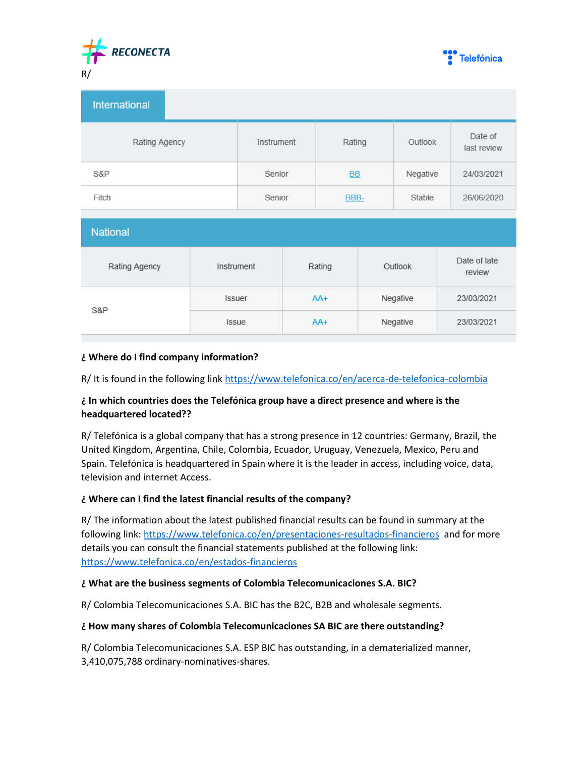R/

| International | | | | |
|---|---|---|---|---|
| Rating Agency | Instrument | Rating | Outlook | Date of last review |
| S&P | Senior | BB | Negative | 24/03/2021 |
| Fitch | Senior | BBB- | Stable | 26/06/2020 |

| National | | | | |
|---|---|---|---|---|
| Rating Agency | Instrument | Rating | Outlook | Date of late review |
| S&P | Issuer | AA+ | Negative | 23/03/2021 |
| | Issue | AA+ | Negative | 23/03/2021 |

**¿ Where do I find company information?**

R/ It is found in the following link https://www.telefonica.co/en/acerca-de-telefonica-colombia

**¿ In which countries does the Telefónica group have a direct presence and where is the headquartered located??**

R/ Telefónica is a global company that has a strong presence in 12 countries: Germany, Brazil, the United Kingdom, Argentina, Chile, Colombia, Ecuador, Uruguay, Venezuela, Mexico, Peru and Spain. Telefónica is headquartered in Spain where it is the leader in access, including voice, data, television and internet Access.

**¿ Where can I find the latest financial results of the company?**

R/ The information about the latest published financial results can be found in summary at the following link: https://www.telefonica.co/en/presentaciones-resultados-financieros and for more details you can consult the financial statements published at the following link: https://www.telefonica.co/en/estados-financieros

**¿ What are the business segments of Colombia Telecomunicaciones S.A. BIC?**

R/ Colombia Telecomunicaciones S.A. BIC has the B2C, B2B and wholesale segments.

**¿ How many shares of Colombia Telecomunicaciones SA BIC are there outstanding?**

R/ Colombia Telecomunicaciones S.A. ESP BIC has outstanding, in a dematerialized manner, 3,410,075,788 ordinary-nominatives-shares.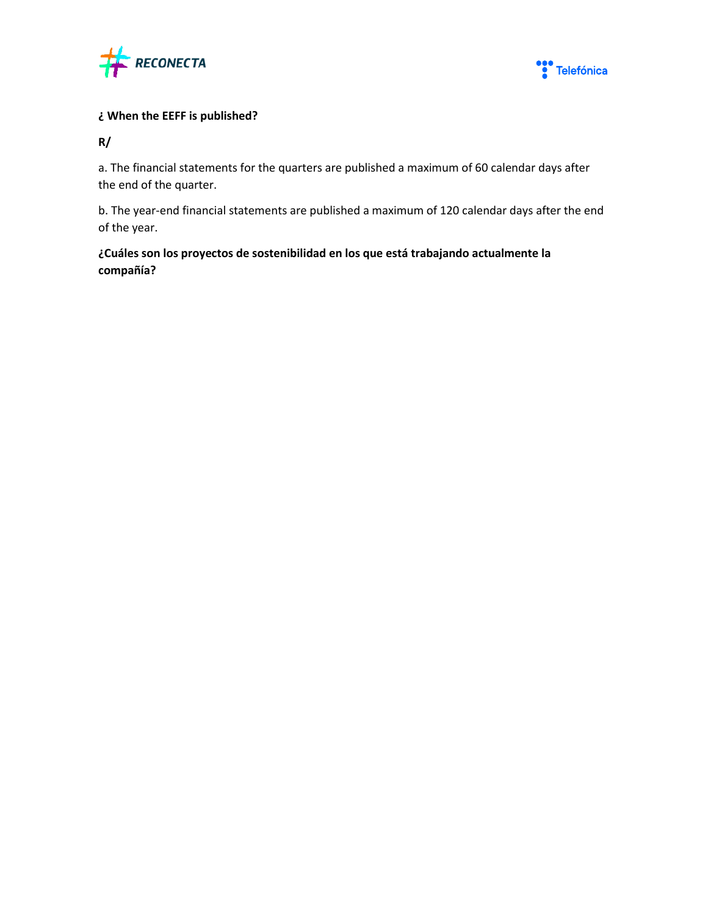**¿ When the EEFF is published?**

**R/**

a. The financial statements for the quarters are published a maximum of 60 calendar days after the end of the quarter.

b. The year-end financial statements are published a maximum of 120 calendar days after the end of the year.

**¿Cuáles son los proyectos de sostenibilidad en los que está trabajando actualmente la compañía?**